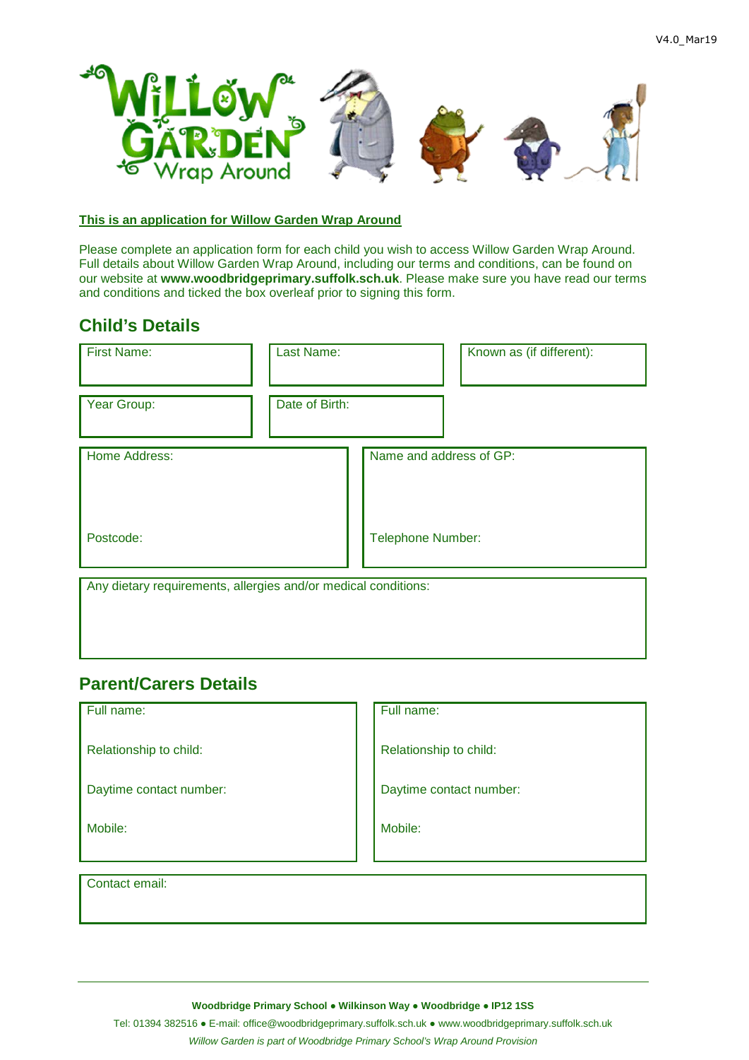**This is an application for Willow Garden Wrap Around**

Please complete an application form for each child you wish to access Willow Garden Wrap Around. Full details about Willow Garden Wrap Around, including our terms and conditions, can be found on our website at **www.woodbridgeprimary.suffolk.sch.uk**. Please make sure you have read our terms and conditions and ticked the box overleaf prior to signing this form.

## Child's Details

| First Name: | Last Name: | Known as (if different): |
|---|---|---|
| Year Group: | Date of Birth: | |

| Home Address:<br><br>Postcode: | Name and address of GP:<br><br>Telephone Number: |
|---|---|

| Any dietary requirements, allergies and/or medical conditions: |
|---|

## Parent/Carers Details

| Full name:<br><br>Relationship to child:<br><br>Daytime contact number:<br><br>Mobile: | Full name:<br><br>Relationship to child:<br><br>Daytime contact number:<br><br>Mobile: |
|---|---|

| Contact email: |
|---|

**Woodbridge Primary School ● Wilkinson Way ● Woodbridge ● IP12 1SS**

Tel: 01394 382516 ● E-mail: office@woodbridgeprimary.suffolk.sch.uk ● www.woodbridgeprimary.suffolk.sch.uk

*Willow Garden is part of Woodbridge Primary School's Wrap Around Provision*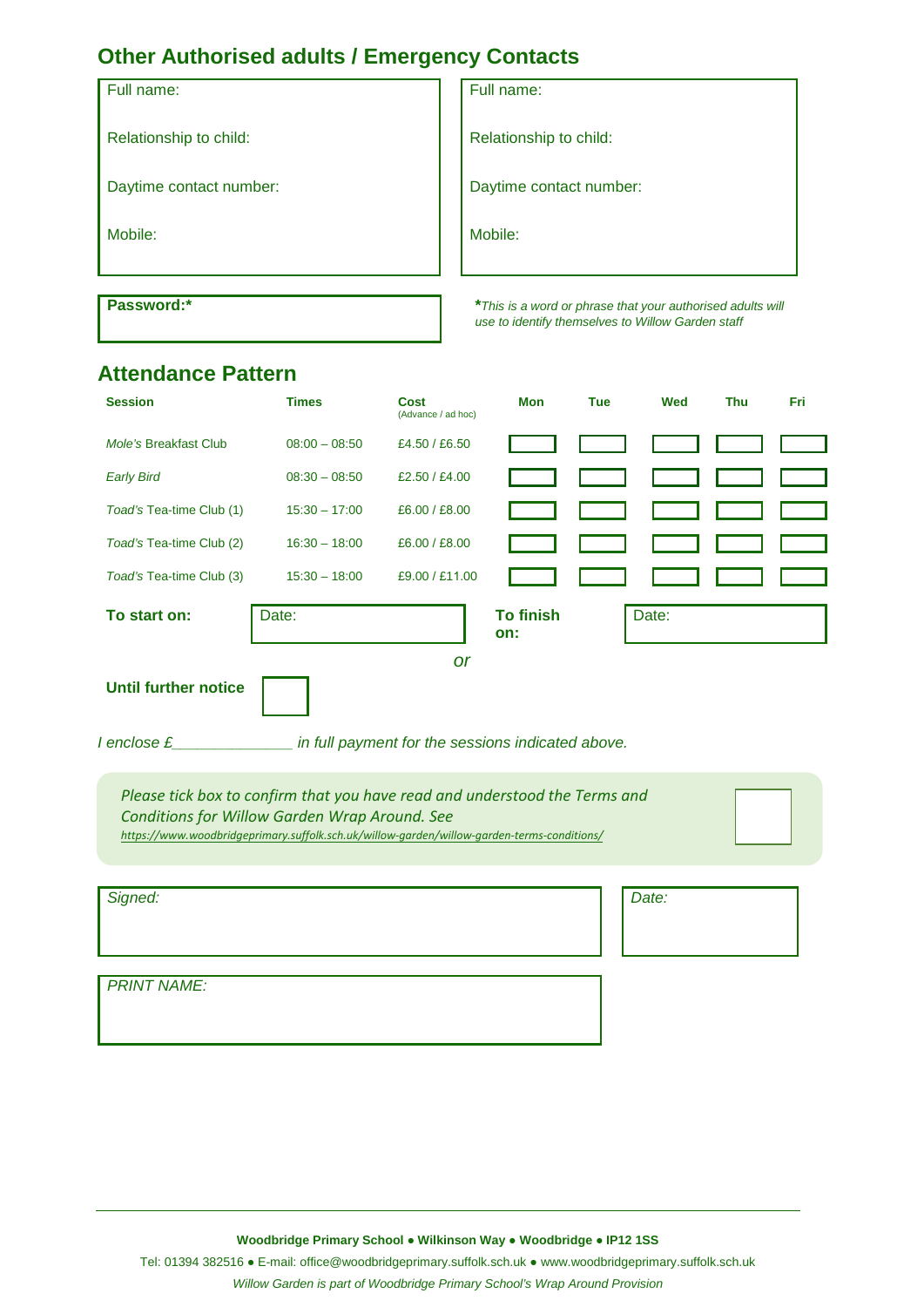## Other Authorised adults / Emergency Contacts

| | |
|---|---|
| Full name: | Full name: |
| Relationship to child: | Relationship to child: |
| Daytime contact number: | Daytime contact number: |
| Mobile: | Mobile: |

**Password:***

***This is a word or phrase that your authorised adults will use to identify themselves to Willow Garden staff***

## Attendance Pattern

| Session | Times | Cost (Advance / ad hoc) | Mon | Tue | Wed | Thu | Fri |
|---|---|---|---|---|---|---|---|
| *Mole's* Breakfast Club | 08:00 – 08:50 | £4.50 / £6.50 | | | | | |
| *Early Bird* | 08:30 – 08:50 | £2.50 / £4.00 | | | | | |
| *Toad's* Tea-time Club (1) | 15:30 – 17:00 | £6.00 / £8.00 | | | | | |
| *Toad's* Tea-time Club (2) | 16:30 – 18:00 | £6.00 / £8.00 | | | | | |
| *Toad's* Tea-time Club (3) | 15:30 – 18:00 | £9.00 / £11.00 | | | | | |

**To start on:** Date: **To finish on:** Date:

*or*

**Until further notice** ☐

*I enclose £\_\_\_\_\_\_\_\_\_\_\_\_\_\_ in full payment for the sessions indicated above.*

*Please tick box to confirm that you have read and understood the Terms and Conditions for Willow Garden Wrap Around. See https://www.woodbridgeprimary.suffolk.sch.uk/willow-garden/willow-garden-terms-conditions/* ☐

*Signed:*

*Date:*

*PRINT NAME:*

**Woodbridge Primary School ● Wilkinson Way ● Woodbridge ● IP12 1SS**

Tel: 01394 382516 ● E-mail: office@woodbridgeprimary.suffolk.sch.uk ● www.woodbridgeprimary.suffolk.sch.uk

*Willow Garden is part of Woodbridge Primary School's Wrap Around Provision*